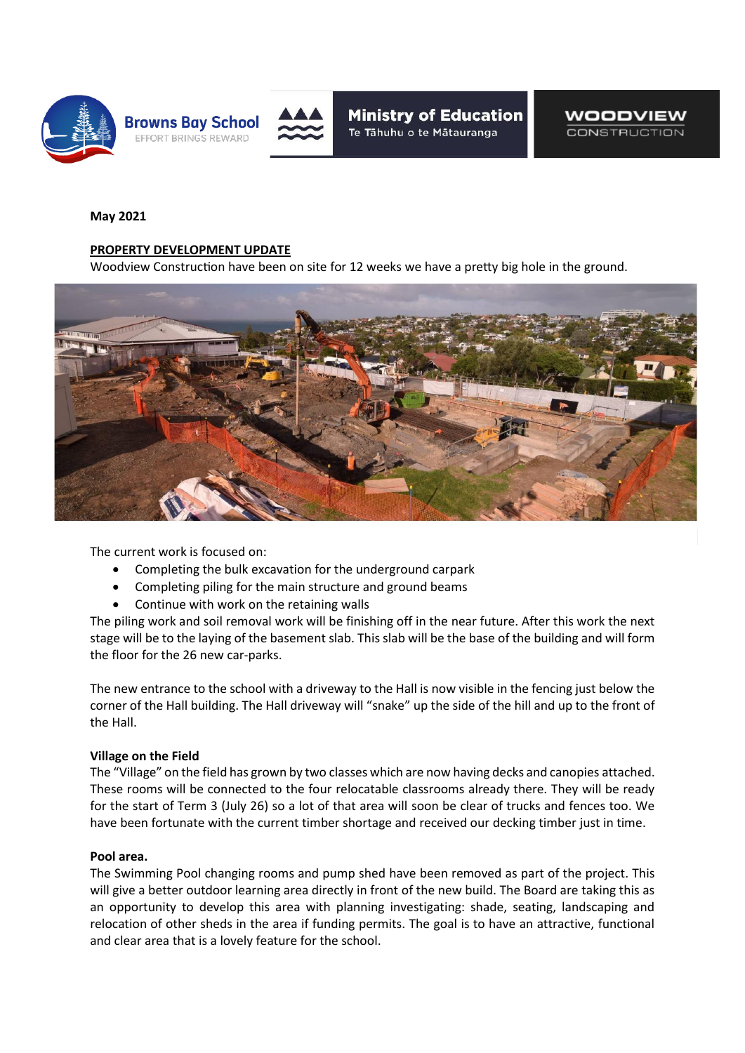**May 2021**

**PROPERTY DEVELOPMENT UPDATE**

Woodview Construction have been on site for 12 weeks we have a pretty big hole in the ground.

The current work is focused on:

- Completing the bulk excavation for the underground carpark
- Completing piling for the main structure and ground beams
- Continue with work on the retaining walls

The piling work and soil removal work will be finishing off in the near future. After this work the next stage will be to the laying of the basement slab. This slab will be the base of the building and will form the floor for the 26 new car-parks.

The new entrance to the school with a driveway to the Hall is now visible in the fencing just below the corner of the Hall building. The Hall driveway will "snake" up the side of the hill and up to the front of the Hall.

**Village on the Field**

The "Village" on the field has grown by two classes which are now having decks and canopies attached. These rooms will be connected to the four relocatable classrooms already there. They will be ready for the start of Term 3 (July 26) so a lot of that area will soon be clear of trucks and fences too. We have been fortunate with the current timber shortage and received our decking timber just in time.

**Pool area.**

The Swimming Pool changing rooms and pump shed have been removed as part of the project. This will give a better outdoor learning area directly in front of the new build. The Board are taking this as an opportunity to develop this area with planning investigating: shade, seating, landscaping and relocation of other sheds in the area if funding permits. The goal is to have an attractive, functional and clear area that is a lovely feature for the school.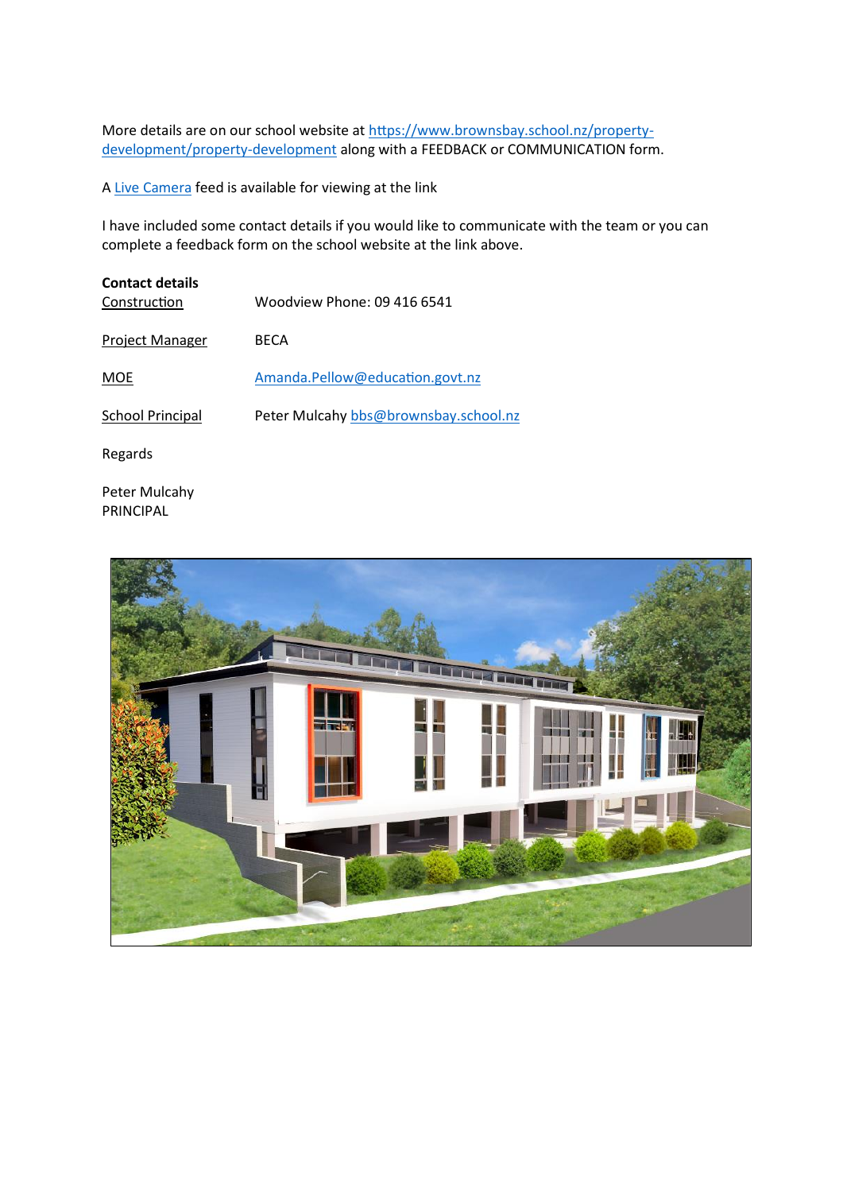More details are on our school website at [https://www.brownsbay.school.nz/property-development/property-development](https://www.brownsbay.school.nz/property-development/property-development) along with a FEEDBACK or COMMUNICATION form.

A Live Camera feed is available for viewing at the link

I have included some contact details if you would like to communicate with the team or you can complete a feedback form on the school website at the link above.

**Contact details**

| | |
|---|---|
| Construction | Woodview Phone: 09 416 6541 |
| Project Manager | BECA |
| MOE | Amanda.Pellow@education.govt.nz |
| School Principal | Peter Mulcahy bbs@brownsbay.school.nz |

Regards

Peter Mulcahy
PRINCIPAL